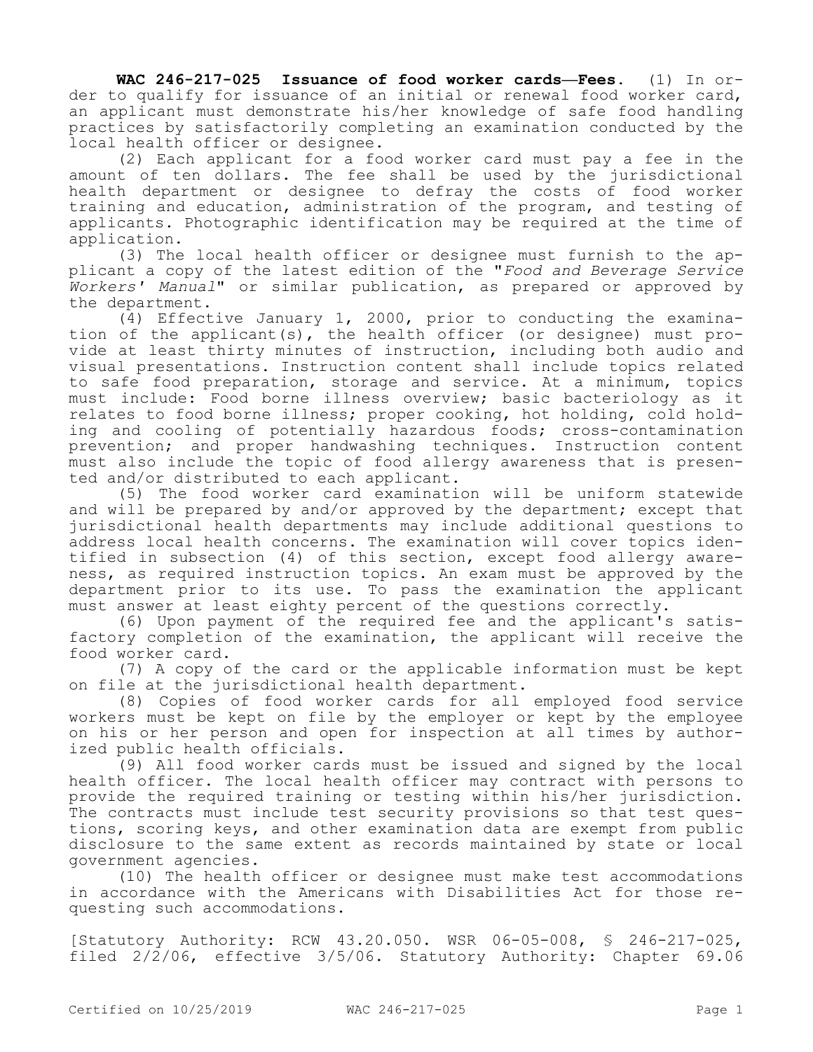**WAC 246-217-025 Issuance of food worker cards—Fees.** (1) In order to qualify for issuance of an initial or renewal food worker card, an applicant must demonstrate his/her knowledge of safe food handling practices by satisfactorily completing an examination conducted by the local health officer or designee.

(2) Each applicant for a food worker card must pay a fee in the amount of ten dollars. The fee shall be used by the jurisdictional health department or designee to defray the costs of food worker training and education, administration of the program, and testing of applicants. Photographic identification may be required at the time of application.

(3) The local health officer or designee must furnish to the applicant a copy of the latest edition of the "*Food and Beverage Service Workers' Manual*" or similar publication, as prepared or approved by the department.

(4) Effective January 1, 2000, prior to conducting the examination of the applicant(s), the health officer (or designee) must provide at least thirty minutes of instruction, including both audio and visual presentations. Instruction content shall include topics related to safe food preparation, storage and service. At a minimum, topics must include: Food borne illness overview; basic bacteriology as it relates to food borne illness; proper cooking, hot holding, cold holding and cooling of potentially hazardous foods; cross-contamination prevention; and proper handwashing techniques. Instruction content must also include the topic of food allergy awareness that is presented and/or distributed to each applicant.

(5) The food worker card examination will be uniform statewide and will be prepared by and/or approved by the department; except that jurisdictional health departments may include additional questions to address local health concerns. The examination will cover topics identified in subsection (4) of this section, except food allergy awareness, as required instruction topics. An exam must be approved by the department prior to its use. To pass the examination the applicant must answer at least eighty percent of the questions correctly.

(6) Upon payment of the required fee and the applicant's satisfactory completion of the examination, the applicant will receive the food worker card.

(7) A copy of the card or the applicable information must be kept on file at the jurisdictional health department.

(8) Copies of food worker cards for all employed food service workers must be kept on file by the employer or kept by the employee on his or her person and open for inspection at all times by authorized public health officials.

(9) All food worker cards must be issued and signed by the local health officer. The local health officer may contract with persons to provide the required training or testing within his/her jurisdiction. The contracts must include test security provisions so that test questions, scoring keys, and other examination data are exempt from public disclosure to the same extent as records maintained by state or local government agencies.

(10) The health officer or designee must make test accommodations in accordance with the Americans with Disabilities Act for those requesting such accommodations.

[Statutory Authority: RCW 43.20.050. WSR 06-05-008, § 246-217-025, filed 2/2/06, effective 3/5/06. Statutory Authority: Chapter 69.06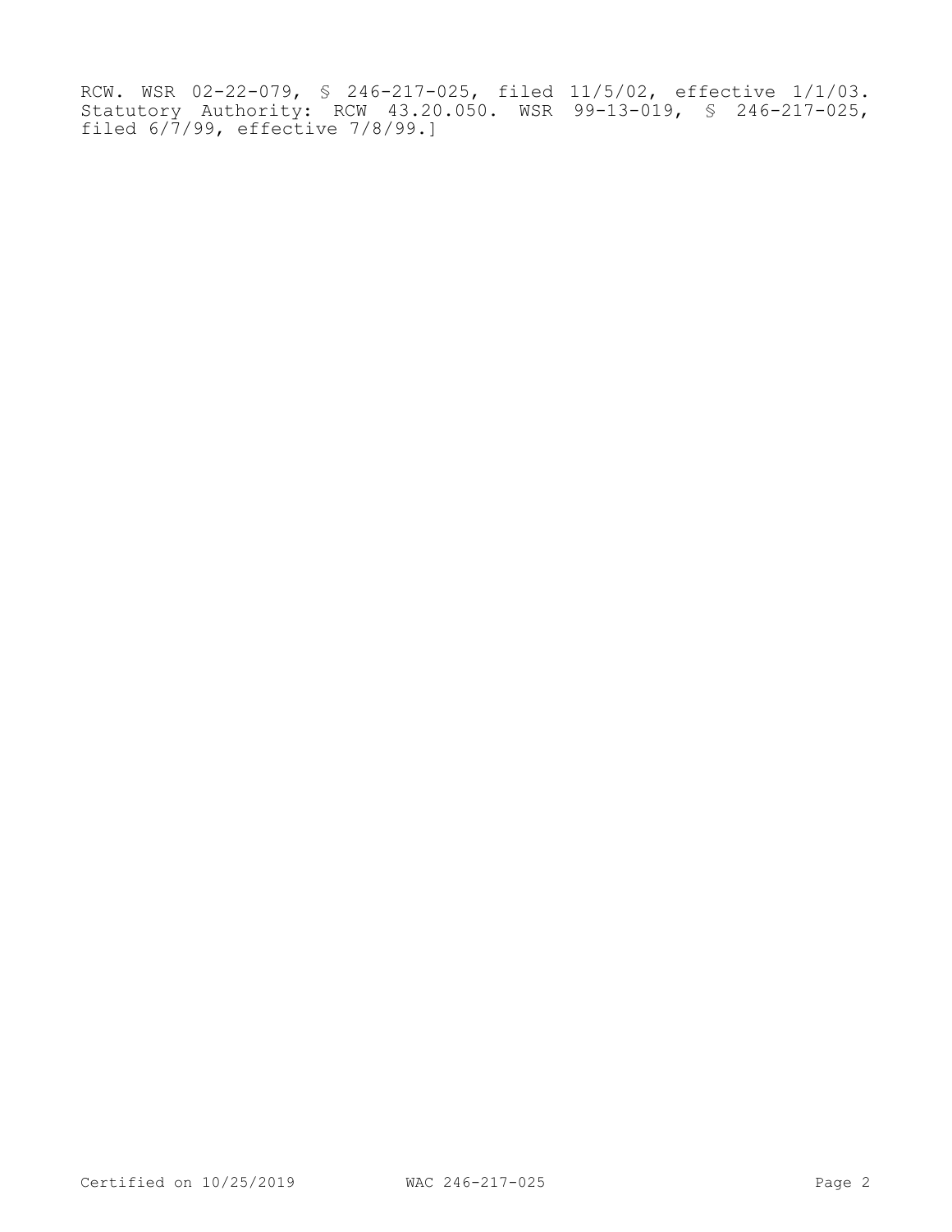RCW. WSR 02-22-079, § 246-217-025, filed 11/5/02, effective 1/1/03. Statutory Authority: RCW 43.20.050. WSR 99-13-019, § 246-217-025, filed 6/7/99, effective 7/8/99.]